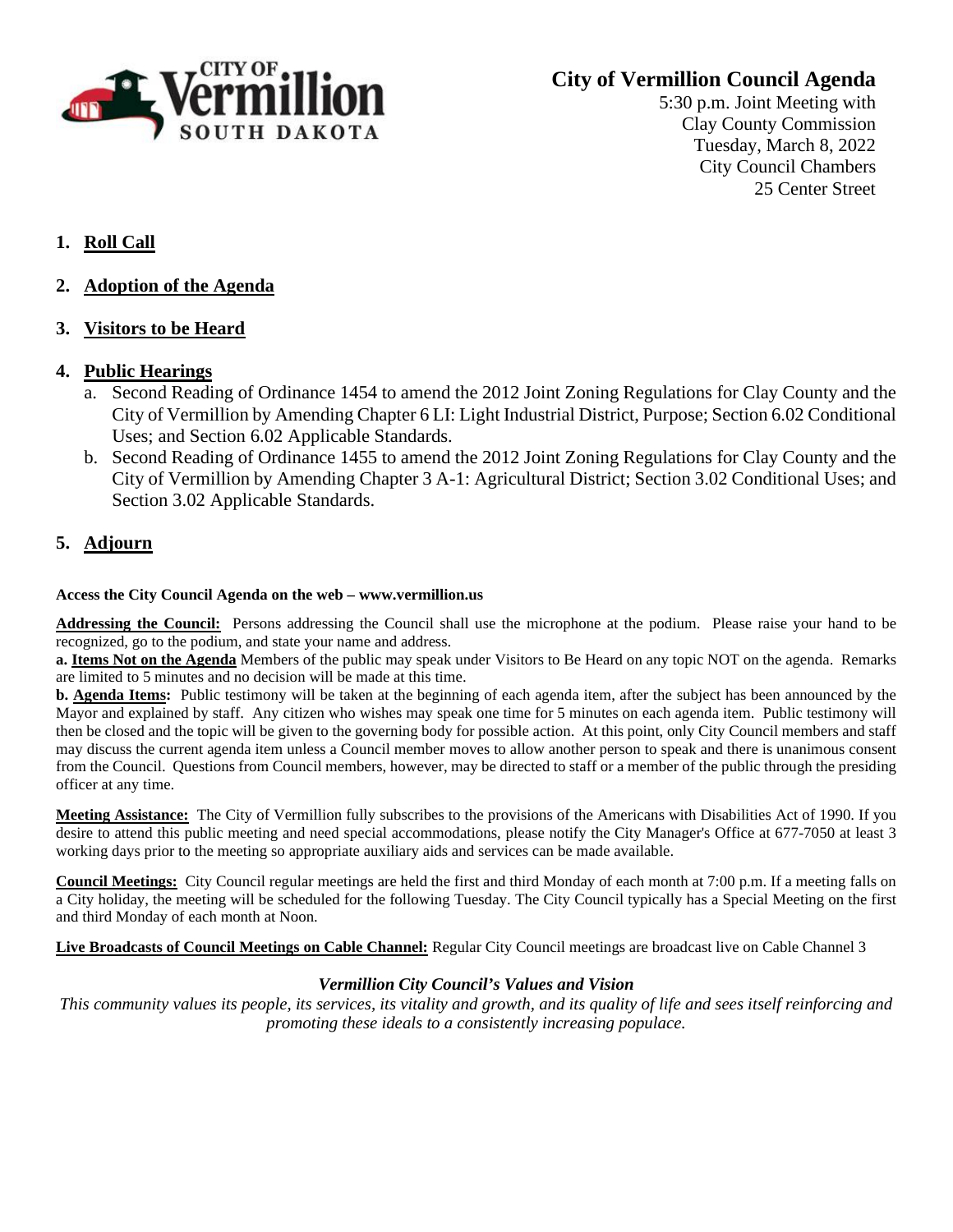CITY OF Vermillion SOUTH DAKOTA

# City of Vermillion Council Agenda

5:30 p.m. Joint Meeting with
Clay County Commission
Tuesday, March 8, 2022
City Council Chambers
25 Center Street

1. **Roll Call**

2. **Adoption of the Agenda**

3. **Visitors to be Heard**

4. **Public Hearings**
   a. Second Reading of Ordinance 1454 to amend the 2012 Joint Zoning Regulations for Clay County and the City of Vermillion by Amending Chapter 6 LI: Light Industrial District, Purpose; Section 6.02 Conditional Uses; and Section 6.02 Applicable Standards.
   b. Second Reading of Ordinance 1455 to amend the 2012 Joint Zoning Regulations for Clay County and the City of Vermillion by Amending Chapter 3 A-1: Agricultural District; Section 3.02 Conditional Uses; and Section 3.02 Applicable Standards.

5. **Adjourn**

**Access the City Council Agenda on the web – www.vermillion.us**

**Addressing the Council:** Persons addressing the Council shall use the microphone at the podium. Please raise your hand to be recognized, go to the podium, and state your name and address.

**a. Items Not on the Agenda** Members of the public may speak under Visitors to Be Heard on any topic NOT on the agenda. Remarks are limited to 5 minutes and no decision will be made at this time.

**b. Agenda Items:** Public testimony will be taken at the beginning of each agenda item, after the subject has been announced by the Mayor and explained by staff. Any citizen who wishes may speak one time for 5 minutes on each agenda item. Public testimony will then be closed and the topic will be given to the governing body for possible action. At this point, only City Council members and staff may discuss the current agenda item unless a Council member moves to allow another person to speak and there is unanimous consent from the Council. Questions from Council members, however, may be directed to staff or a member of the public through the presiding officer at any time.

**Meeting Assistance:** The City of Vermillion fully subscribes to the provisions of the Americans with Disabilities Act of 1990. If you desire to attend this public meeting and need special accommodations, please notify the City Manager's Office at 677-7050 at least 3 working days prior to the meeting so appropriate auxiliary aids and services can be made available.

**Council Meetings:** City Council regular meetings are held the first and third Monday of each month at 7:00 p.m. If a meeting falls on a City holiday, the meeting will be scheduled for the following Tuesday. The City Council typically has a Special Meeting on the first and third Monday of each month at Noon.

**Live Broadcasts of Council Meetings on Cable Channel:** Regular City Council meetings are broadcast live on Cable Channel 3

***Vermillion City Council's Values and Vision***

*This community values its people, its services, its vitality and growth, and its quality of life and sees itself reinforcing and promoting these ideals to a consistently increasing populace.*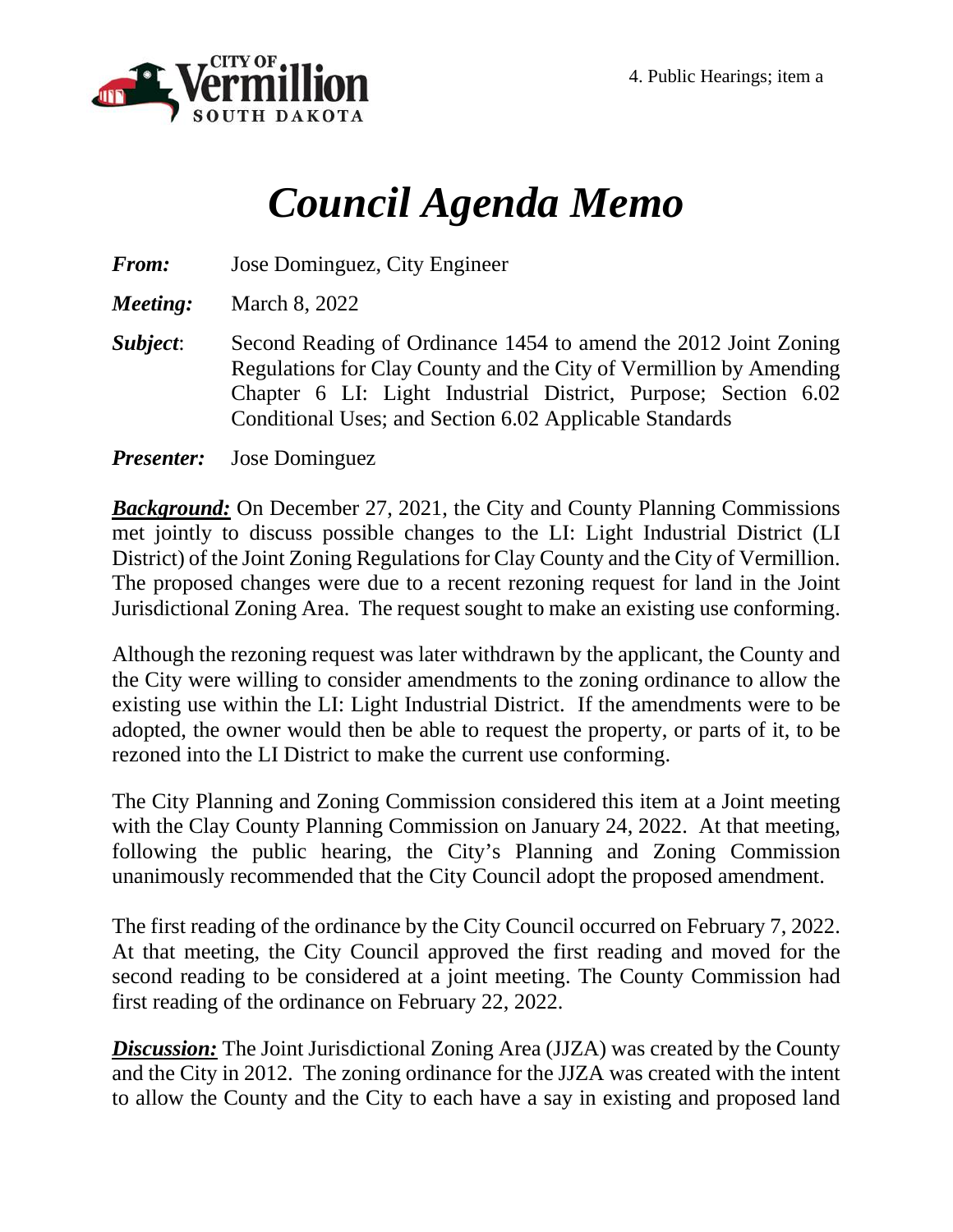4. Public Hearings; item a

# *Council Agenda Memo*

***From:*** Jose Dominguez, City Engineer

***Meeting:*** March 8, 2022

***Subject*:** Second Reading of Ordinance 1454 to amend the 2012 Joint Zoning Regulations for Clay County and the City of Vermillion by Amending Chapter 6 LI: Light Industrial District, Purpose; Section 6.02 Conditional Uses; and Section 6.02 Applicable Standards

***Presenter:*** Jose Dominguez

***Background:*** On December 27, 2021, the City and County Planning Commissions met jointly to discuss possible changes to the LI: Light Industrial District (LI District) of the Joint Zoning Regulations for Clay County and the City of Vermillion. The proposed changes were due to a recent rezoning request for land in the Joint Jurisdictional Zoning Area. The request sought to make an existing use conforming.

Although the rezoning request was later withdrawn by the applicant, the County and the City were willing to consider amendments to the zoning ordinance to allow the existing use within the LI: Light Industrial District. If the amendments were to be adopted, the owner would then be able to request the property, or parts of it, to be rezoned into the LI District to make the current use conforming.

The City Planning and Zoning Commission considered this item at a Joint meeting with the Clay County Planning Commission on January 24, 2022. At that meeting, following the public hearing, the City's Planning and Zoning Commission unanimously recommended that the City Council adopt the proposed amendment.

The first reading of the ordinance by the City Council occurred on February 7, 2022. At that meeting, the City Council approved the first reading and moved for the second reading to be considered at a joint meeting. The County Commission had first reading of the ordinance on February 22, 2022.

***Discussion:*** The Joint Jurisdictional Zoning Area (JJZA) was created by the County and the City in 2012. The zoning ordinance for the JJZA was created with the intent to allow the County and the City to each have a say in existing and proposed land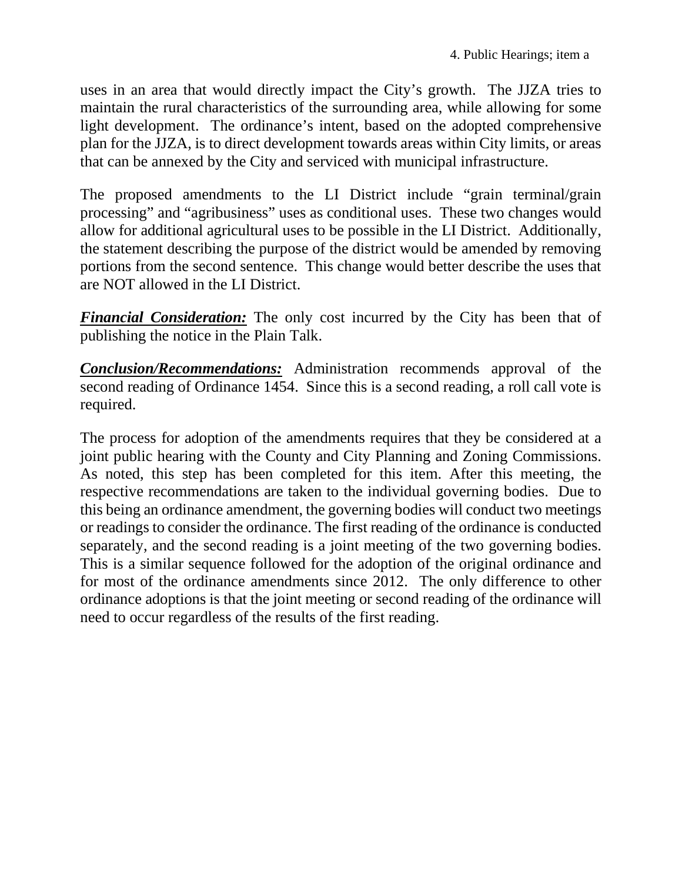uses in an area that would directly impact the City's growth. The JJZA tries to maintain the rural characteristics of the surrounding area, while allowing for some light development. The ordinance's intent, based on the adopted comprehensive plan for the JJZA, is to direct development towards areas within City limits, or areas that can be annexed by the City and serviced with municipal infrastructure.

The proposed amendments to the LI District include "grain terminal/grain processing" and "agribusiness" uses as conditional uses. These two changes would allow for additional agricultural uses to be possible in the LI District. Additionally, the statement describing the purpose of the district would be amended by removing portions from the second sentence. This change would better describe the uses that are NOT allowed in the LI District.

***Financial Consideration:*** The only cost incurred by the City has been that of publishing the notice in the Plain Talk.

***Conclusion/Recommendations:*** Administration recommends approval of the second reading of Ordinance 1454. Since this is a second reading, a roll call vote is required.

The process for adoption of the amendments requires that they be considered at a joint public hearing with the County and City Planning and Zoning Commissions. As noted, this step has been completed for this item. After this meeting, the respective recommendations are taken to the individual governing bodies. Due to this being an ordinance amendment, the governing bodies will conduct two meetings or readings to consider the ordinance. The first reading of the ordinance is conducted separately, and the second reading is a joint meeting of the two governing bodies. This is a similar sequence followed for the adoption of the original ordinance and for most of the ordinance amendments since 2012. The only difference to other ordinance adoptions is that the joint meeting or second reading of the ordinance will need to occur regardless of the results of the first reading.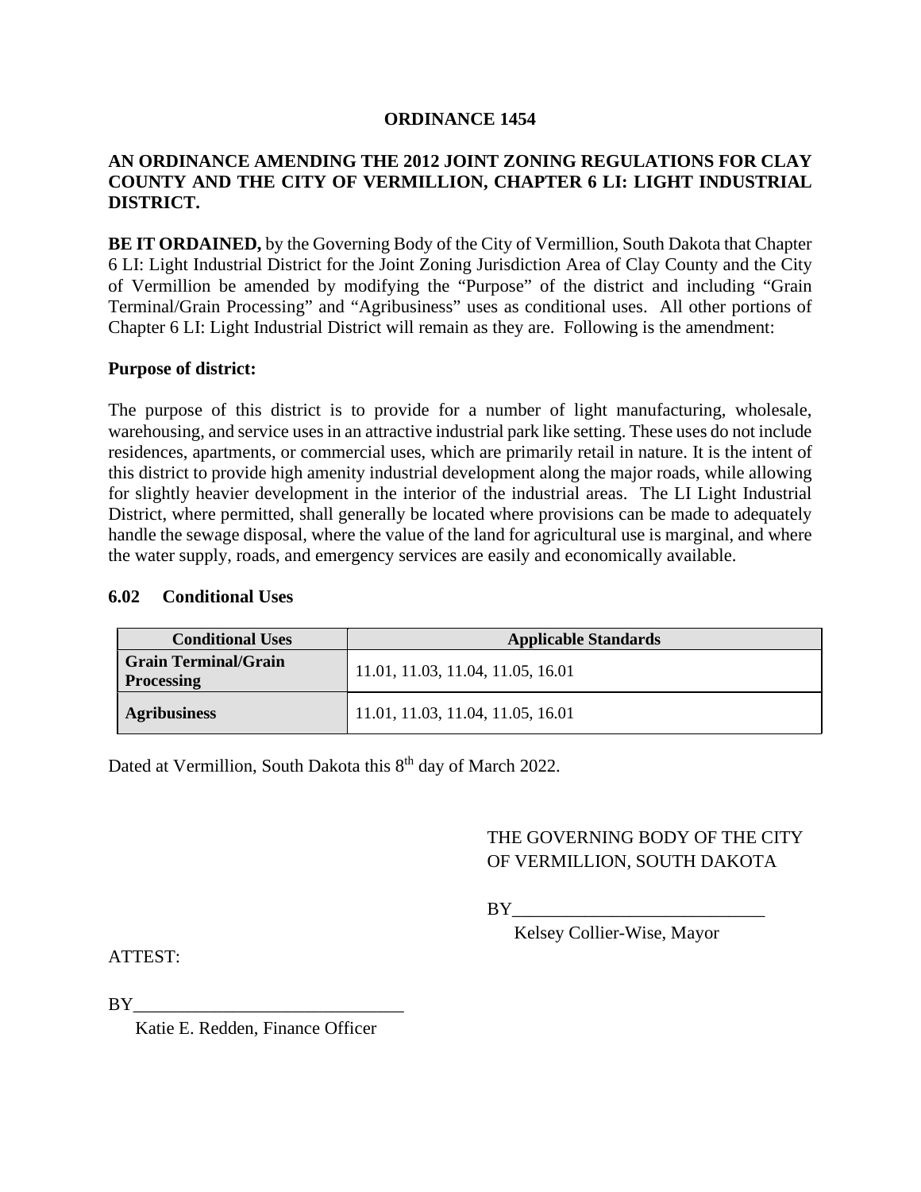# ORDINANCE 1454

## AN ORDINANCE AMENDING THE 2012 JOINT ZONING REGULATIONS FOR CLAY COUNTY AND THE CITY OF VERMILLION, CHAPTER 6 LI: LIGHT INDUSTRIAL DISTRICT.

**BE IT ORDAINED,** by the Governing Body of the City of Vermillion, South Dakota that Chapter 6 LI: Light Industrial District for the Joint Zoning Jurisdiction Area of Clay County and the City of Vermillion be amended by modifying the "Purpose" of the district and including "Grain Terminal/Grain Processing" and "Agribusiness" uses as conditional uses. All other portions of Chapter 6 LI: Light Industrial District will remain as they are. Following is the amendment:

**Purpose of district:**

The purpose of this district is to provide for a number of light manufacturing, wholesale, warehousing, and service uses in an attractive industrial park like setting. These uses do not include residences, apartments, or commercial uses, which are primarily retail in nature. It is the intent of this district to provide high amenity industrial development along the major roads, while allowing for slightly heavier development in the interior of the industrial areas. The LI Light Industrial District, where permitted, shall generally be located where provisions can be made to adequately handle the sewage disposal, where the value of the land for agricultural use is marginal, and where the water supply, roads, and emergency services are easily and economically available.

### 6.02 Conditional Uses

| Conditional Uses | Applicable Standards |
|---|---|
| **Grain Terminal/Grain Processing** | 11.01, 11.03, 11.04, 11.05, 16.01 |
| **Agribusiness** | 11.01, 11.03, 11.04, 11.05, 16.01 |

Dated at Vermillion, South Dakota this 8th day of March 2022.

THE GOVERNING BODY OF THE CITY OF VERMILLION, SOUTH DAKOTA

BY____________________________
Kelsey Collier-Wise, Mayor

ATTEST:

BY______________________________
Katie E. Redden, Finance Officer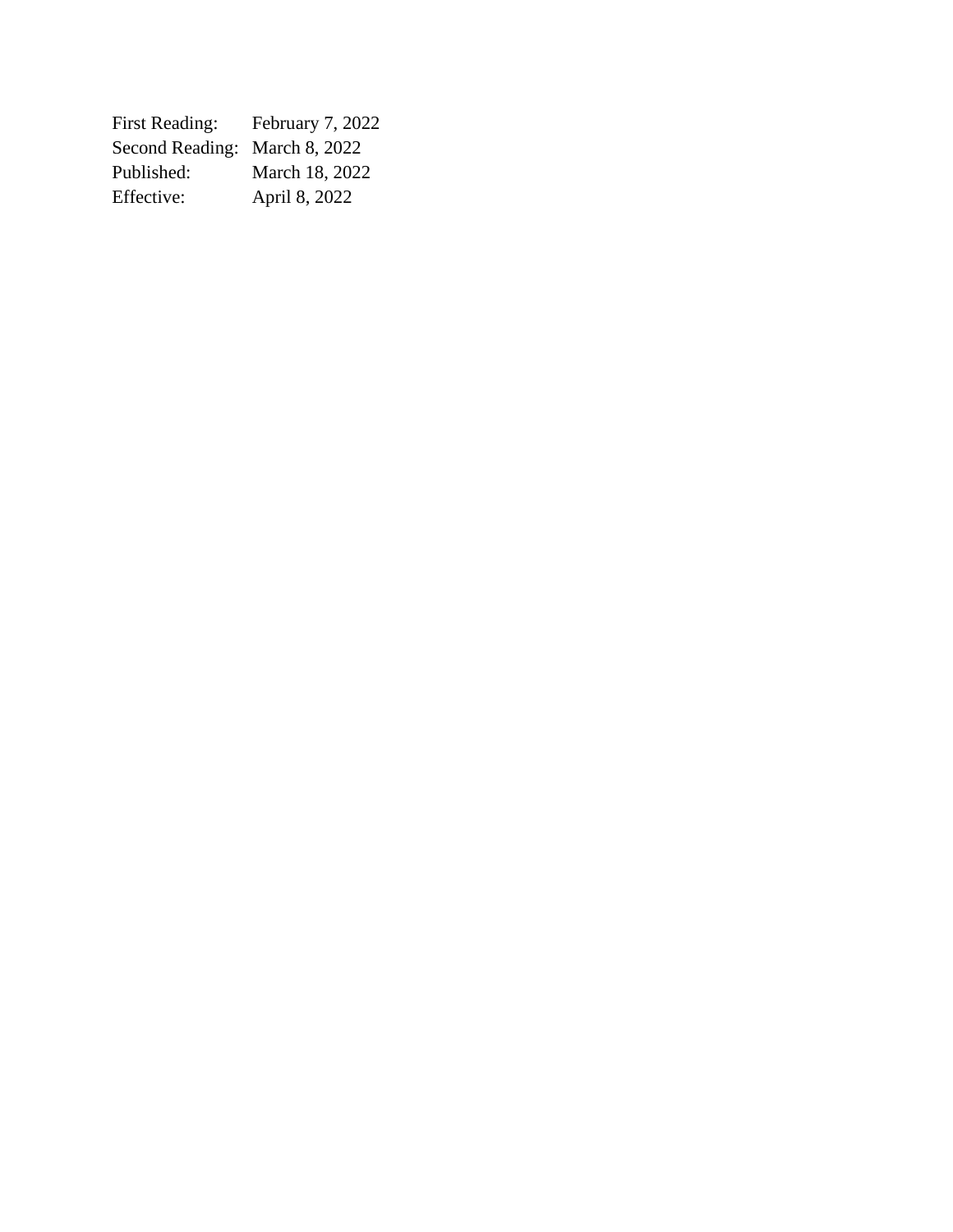| | |
|---|---|
| First Reading: | February 7, 2022 |
| Second Reading: | March 8, 2022 |
| Published: | March 18, 2022 |
| Effective: | April 8, 2022 |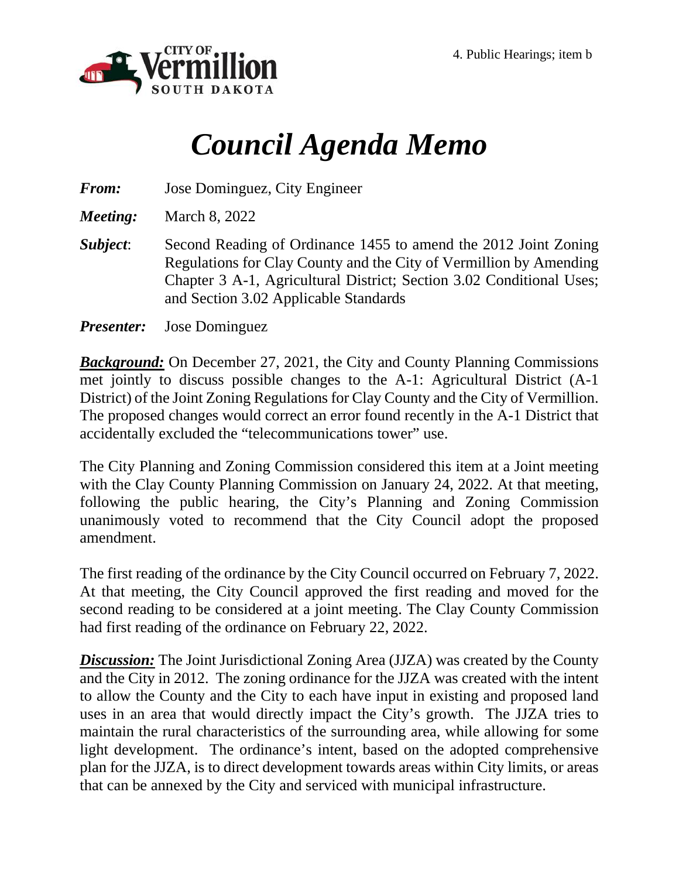4. Public Hearings; item b

# *Council Agenda Memo*

***From:*** Jose Dominguez, City Engineer

***Meeting:*** March 8, 2022

***Subject***: Second Reading of Ordinance 1455 to amend the 2012 Joint Zoning Regulations for Clay County and the City of Vermillion by Amending Chapter 3 A-1, Agricultural District; Section 3.02 Conditional Uses; and Section 3.02 Applicable Standards

***Presenter:*** Jose Dominguez

***Background:*** On December 27, 2021, the City and County Planning Commissions met jointly to discuss possible changes to the A-1: Agricultural District (A-1 District) of the Joint Zoning Regulations for Clay County and the City of Vermillion. The proposed changes would correct an error found recently in the A-1 District that accidentally excluded the "telecommunications tower" use.

The City Planning and Zoning Commission considered this item at a Joint meeting with the Clay County Planning Commission on January 24, 2022. At that meeting, following the public hearing, the City's Planning and Zoning Commission unanimously voted to recommend that the City Council adopt the proposed amendment.

The first reading of the ordinance by the City Council occurred on February 7, 2022. At that meeting, the City Council approved the first reading and moved for the second reading to be considered at a joint meeting. The Clay County Commission had first reading of the ordinance on February 22, 2022.

***Discussion:*** The Joint Jurisdictional Zoning Area (JJZA) was created by the County and the City in 2012. The zoning ordinance for the JJZA was created with the intent to allow the County and the City to each have input in existing and proposed land uses in an area that would directly impact the City's growth. The JJZA tries to maintain the rural characteristics of the surrounding area, while allowing for some light development. The ordinance's intent, based on the adopted comprehensive plan for the JJZA, is to direct development towards areas within City limits, or areas that can be annexed by the City and serviced with municipal infrastructure.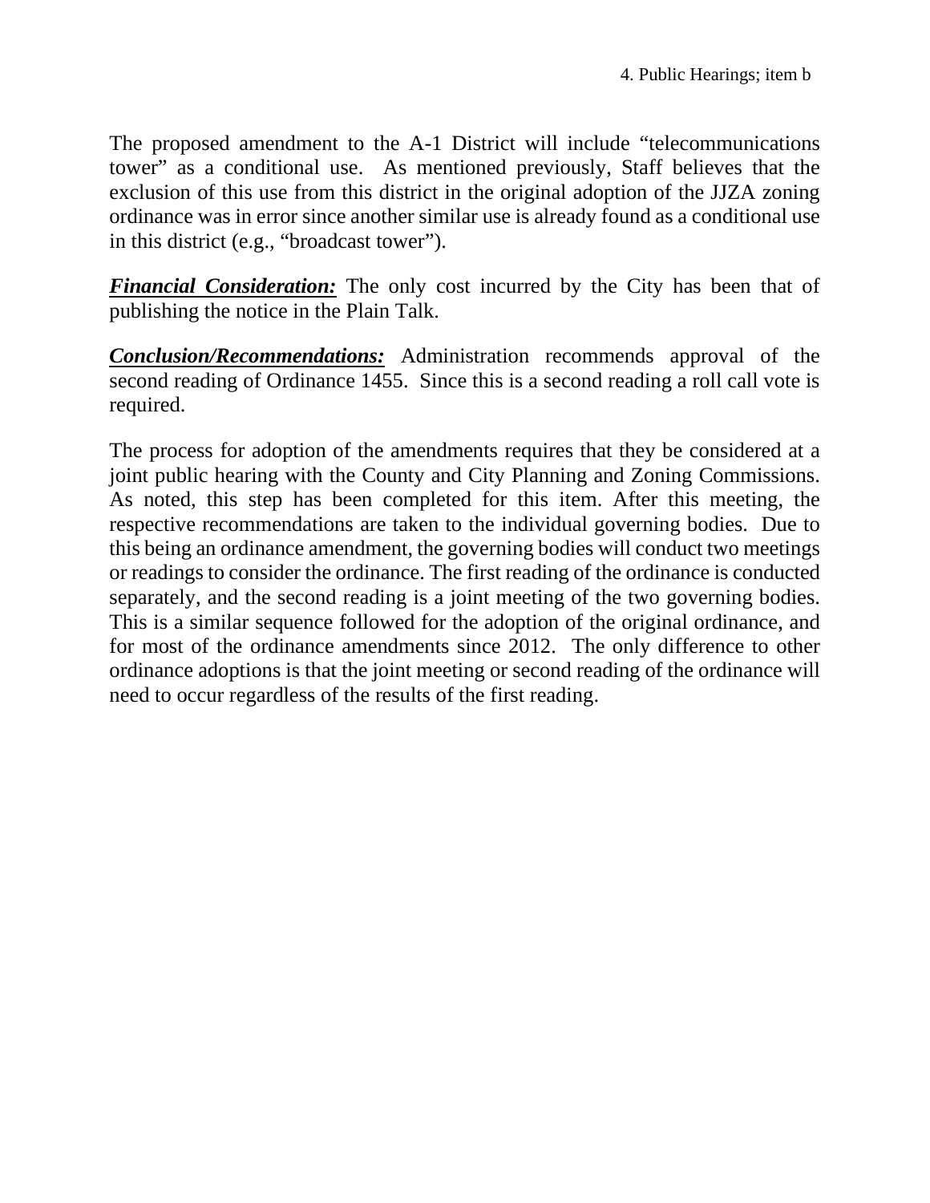The proposed amendment to the A-1 District will include "telecommunications tower" as a conditional use. As mentioned previously, Staff believes that the exclusion of this use from this district in the original adoption of the JJZA zoning ordinance was in error since another similar use is already found as a conditional use in this district (e.g., "broadcast tower").

***Financial Consideration:*** The only cost incurred by the City has been that of publishing the notice in the Plain Talk.

***Conclusion/Recommendations:*** Administration recommends approval of the second reading of Ordinance 1455. Since this is a second reading a roll call vote is required.

The process for adoption of the amendments requires that they be considered at a joint public hearing with the County and City Planning and Zoning Commissions. As noted, this step has been completed for this item. After this meeting, the respective recommendations are taken to the individual governing bodies. Due to this being an ordinance amendment, the governing bodies will conduct two meetings or readings to consider the ordinance. The first reading of the ordinance is conducted separately, and the second reading is a joint meeting of the two governing bodies. This is a similar sequence followed for the adoption of the original ordinance, and for most of the ordinance amendments since 2012. The only difference to other ordinance adoptions is that the joint meeting or second reading of the ordinance will need to occur regardless of the results of the first reading.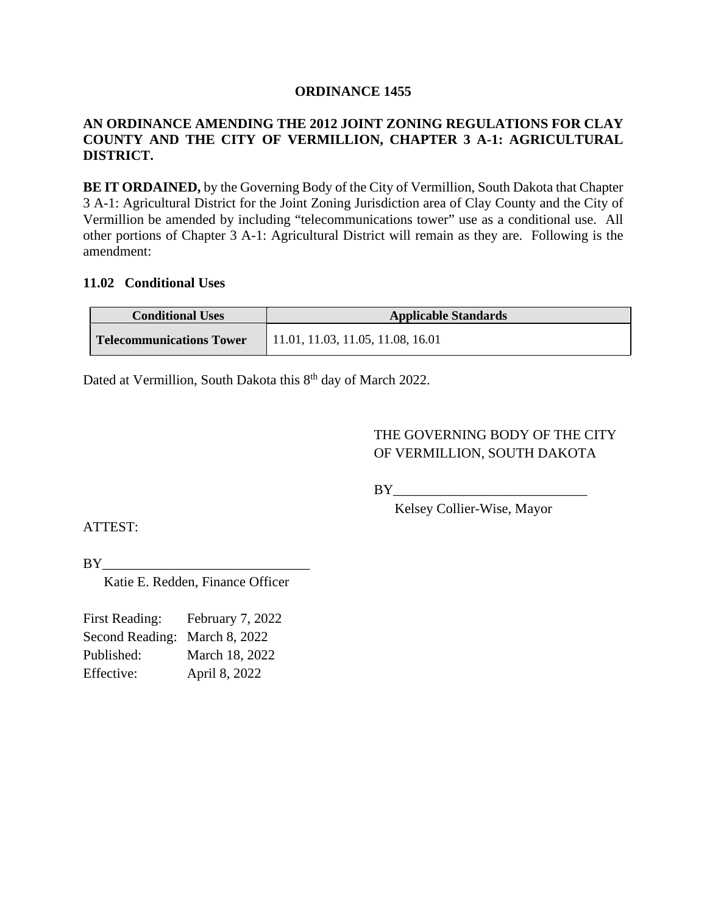**ORDINANCE 1455**

**AN ORDINANCE AMENDING THE 2012 JOINT ZONING REGULATIONS FOR CLAY COUNTY AND THE CITY OF VERMILLION, CHAPTER 3 A-1: AGRICULTURAL DISTRICT.**

**BE IT ORDAINED,** by the Governing Body of the City of Vermillion, South Dakota that Chapter 3 A-1: Agricultural District for the Joint Zoning Jurisdiction area of Clay County and the City of Vermillion be amended by including "telecommunications tower" use as a conditional use. All other portions of Chapter 3 A-1: Agricultural District will remain as they are. Following is the amendment:

**11.02 Conditional Uses**

| Conditional Uses | Applicable Standards |
|---|---|
| **Telecommunications Tower** | 11.01, 11.03, 11.05, 11.08, 16.01 |

Dated at Vermillion, South Dakota this 8th day of March 2022.

THE GOVERNING BODY OF THE CITY OF VERMILLION, SOUTH DAKOTA

BY___________________________
Kelsey Collier-Wise, Mayor

ATTEST:

BY_____________________________
Katie E. Redden, Finance Officer

First Reading: February 7, 2022
Second Reading: March 8, 2022
Published: March 18, 2022
Effective: April 8, 2022